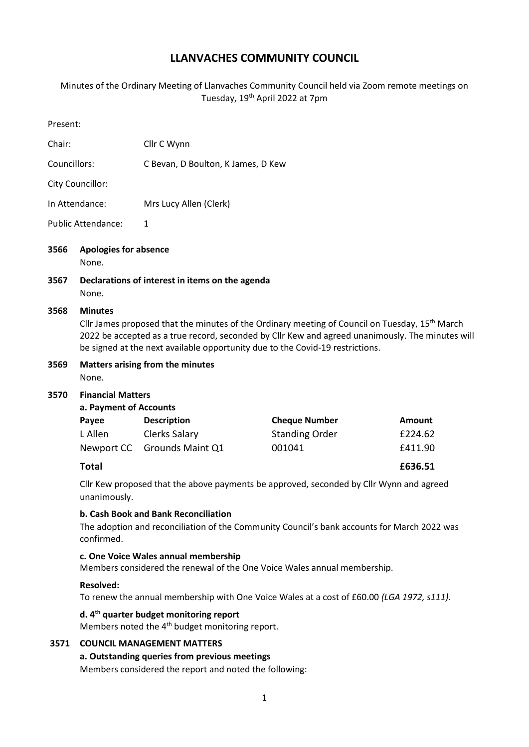# LLANVACHES COMMUNITY COUNCIL

Minutes of the Ordinary Meeting of Llanvaches Community Council held via Zoom remote meetings on Tuesday, 19th April 2022 at 7pm

Present:

| | |
|---|---|
| Chair: | Cllr C Wynn |
| Councillors: | C Bevan, D Boulton, K James, D Kew |
| City Councillor: | |
| In Attendance: | Mrs Lucy Allen (Clerk) |
| Public Attendance: | 1 |

**3566 Apologies for absence**

None.

**3567 Declarations of interest in items on the agenda**

None.

**3568 Minutes**

Cllr James proposed that the minutes of the Ordinary meeting of Council on Tuesday, 15th March 2022 be accepted as a true record, seconded by Cllr Kew and agreed unanimously. The minutes will be signed at the next available opportunity due to the Covid-19 restrictions.

**3569 Matters arising from the minutes**

None.

**3570 Financial Matters**

**a. Payment of Accounts**

| Payee | Description | Cheque Number | Amount |
|---|---|---|---|
| L Allen | Clerks Salary | Standing Order | £224.62 |
| Newport CC | Grounds Maint Q1 | 001041 | £411.90 |
| **Total** | | | **£636.51** |

Cllr Kew proposed that the above payments be approved, seconded by Cllr Wynn and agreed unanimously.

**b. Cash Book and Bank Reconciliation**

The adoption and reconciliation of the Community Council's bank accounts for March 2022 was confirmed.

**c. One Voice Wales annual membership**

Members considered the renewal of the One Voice Wales annual membership.

**Resolved:**

To renew the annual membership with One Voice Wales at a cost of £60.00 *(LGA 1972, s111).*

**d. 4th quarter budget monitoring report**

Members noted the 4th budget monitoring report.

**3571 COUNCIL MANAGEMENT MATTERS**

**a. Outstanding queries from previous meetings**

Members considered the report and noted the following: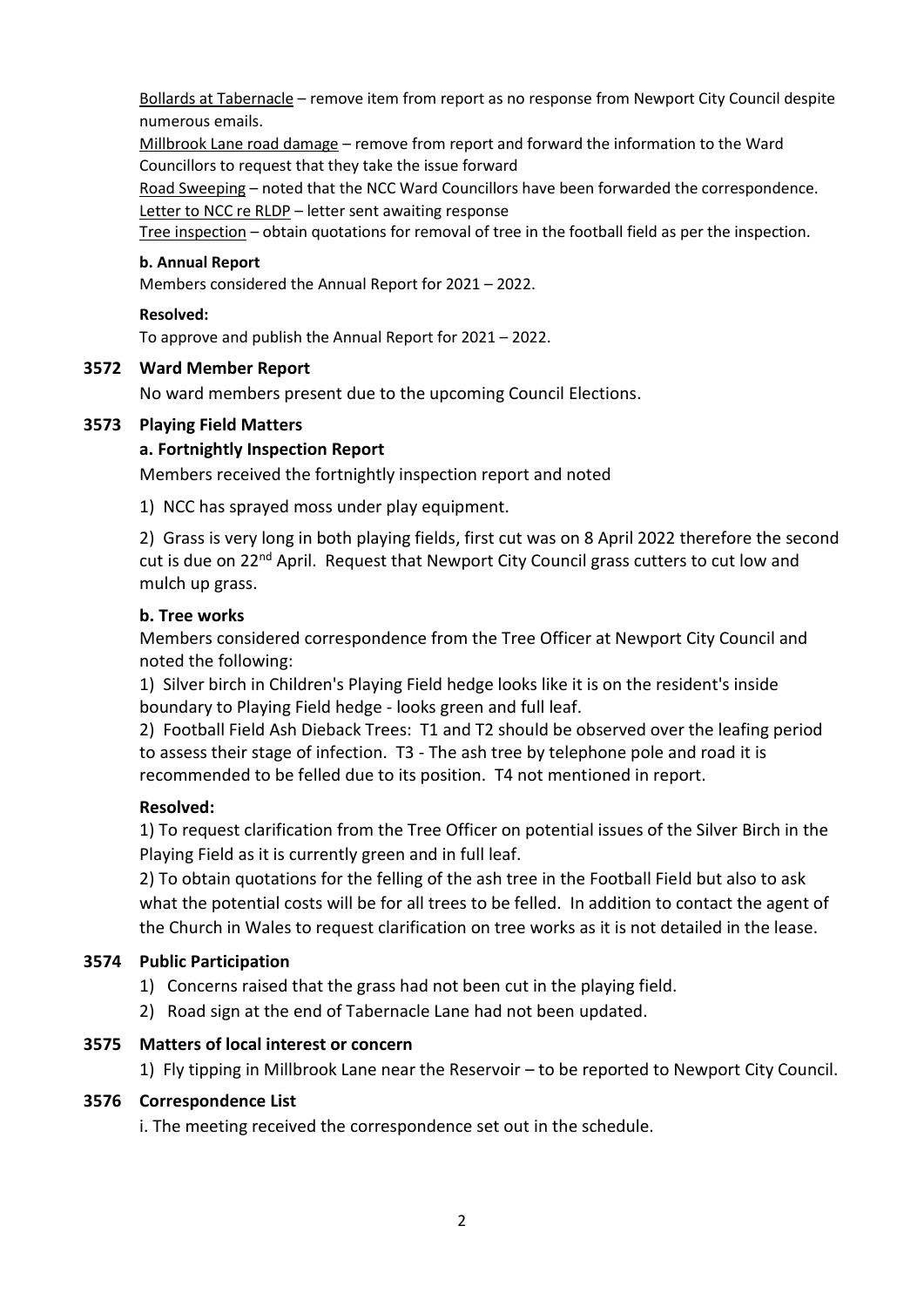Bollards at Tabernacle – remove item from report as no response from Newport City Council despite numerous emails.
Millbrook Lane road damage – remove from report and forward the information to the Ward Councillors to request that they take the issue forward
Road Sweeping – noted that the NCC Ward Councillors have been forwarded the correspondence.
Letter to NCC re RLDP – letter sent awaiting response
Tree inspection – obtain quotations for removal of tree in the football field as per the inspection.

**b. Annual Report**

Members considered the Annual Report for 2021 – 2022.

**Resolved:**

To approve and publish the Annual Report for 2021 – 2022.

## 3572 Ward Member Report

No ward members present due to the upcoming Council Elections.

## 3573 Playing Field Matters

### a. Fortnightly Inspection Report

Members received the fortnightly inspection report and noted

1) NCC has sprayed moss under play equipment.

2) Grass is very long in both playing fields, first cut was on 8 April 2022 therefore the second cut is due on 22nd April. Request that Newport City Council grass cutters to cut low and mulch up grass.

### b. Tree works

Members considered correspondence from the Tree Officer at Newport City Council and noted the following:

1) Silver birch in Children's Playing Field hedge looks like it is on the resident's inside boundary to Playing Field hedge - looks green and full leaf.

2) Football Field Ash Dieback Trees: T1 and T2 should be observed over the leafing period to assess their stage of infection. T3 - The ash tree by telephone pole and road it is recommended to be felled due to its position. T4 not mentioned in report.

**Resolved:**

1) To request clarification from the Tree Officer on potential issues of the Silver Birch in the Playing Field as it is currently green and in full leaf.

2) To obtain quotations for the felling of the ash tree in the Football Field but also to ask what the potential costs will be for all trees to be felled. In addition to contact the agent of the Church in Wales to request clarification on tree works as it is not detailed in the lease.

## 3574 Public Participation

1) Concerns raised that the grass had not been cut in the playing field.
2) Road sign at the end of Tabernacle Lane had not been updated.

## 3575 Matters of local interest or concern

1) Fly tipping in Millbrook Lane near the Reservoir – to be reported to Newport City Council.

## 3576 Correspondence List

i. The meeting received the correspondence set out in the schedule.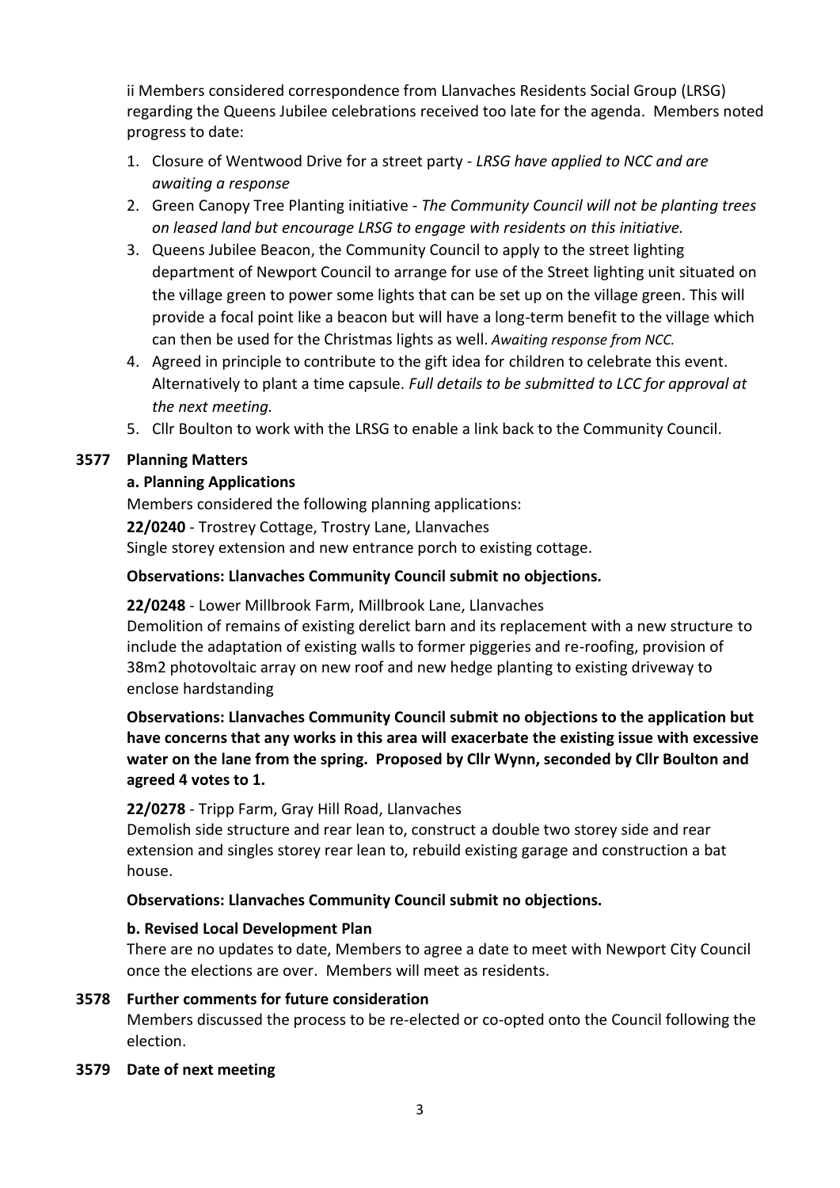ii Members considered correspondence from Llanvaches Residents Social Group (LRSG) regarding the Queens Jubilee celebrations received too late for the agenda. Members noted progress to date:

1. Closure of Wentwood Drive for a street party - *LRSG have applied to NCC and are awaiting a response*
2. Green Canopy Tree Planting initiative - *The Community Council will not be planting trees on leased land but encourage LRSG to engage with residents on this initiative.*
3. Queens Jubilee Beacon, the Community Council to apply to the street lighting department of Newport Council to arrange for use of the Street lighting unit situated on the village green to power some lights that can be set up on the village green. This will provide a focal point like a beacon but will have a long-term benefit to the village which can then be used for the Christmas lights as well. *Awaiting response from NCC.*
4. Agreed in principle to contribute to the gift idea for children to celebrate this event. Alternatively to plant a time capsule. *Full details to be submitted to LCC for approval at the next meeting.*
5. Cllr Boulton to work with the LRSG to enable a link back to the Community Council.

## 3577 Planning Matters

### a. Planning Applications

Members considered the following planning applications:

**22/0240** - Trostrey Cottage, Trostry Lane, Llanvaches
Single storey extension and new entrance porch to existing cottage.

**Observations: Llanvaches Community Council submit no objections.**

**22/0248** - Lower Millbrook Farm, Millbrook Lane, Llanvaches
Demolition of remains of existing derelict barn and its replacement with a new structure to include the adaptation of existing walls to former piggeries and re-roofing, provision of 38m2 photovoltaic array on new roof and new hedge planting to existing driveway to enclose hardstanding

**Observations: Llanvaches Community Council submit no objections to the application but have concerns that any works in this area will exacerbate the existing issue with excessive water on the lane from the spring. Proposed by Cllr Wynn, seconded by Cllr Boulton and agreed 4 votes to 1.**

**22/0278** - Tripp Farm, Gray Hill Road, Llanvaches
Demolish side structure and rear lean to, construct a double two storey side and rear extension and singles storey rear lean to, rebuild existing garage and construction a bat house.

**Observations: Llanvaches Community Council submit no objections.**

### b. Revised Local Development Plan

There are no updates to date, Members to agree a date to meet with Newport City Council once the elections are over. Members will meet as residents.

## 3578 Further comments for future consideration

Members discussed the process to be re-elected or co-opted onto the Council following the election.

## 3579 Date of next meeting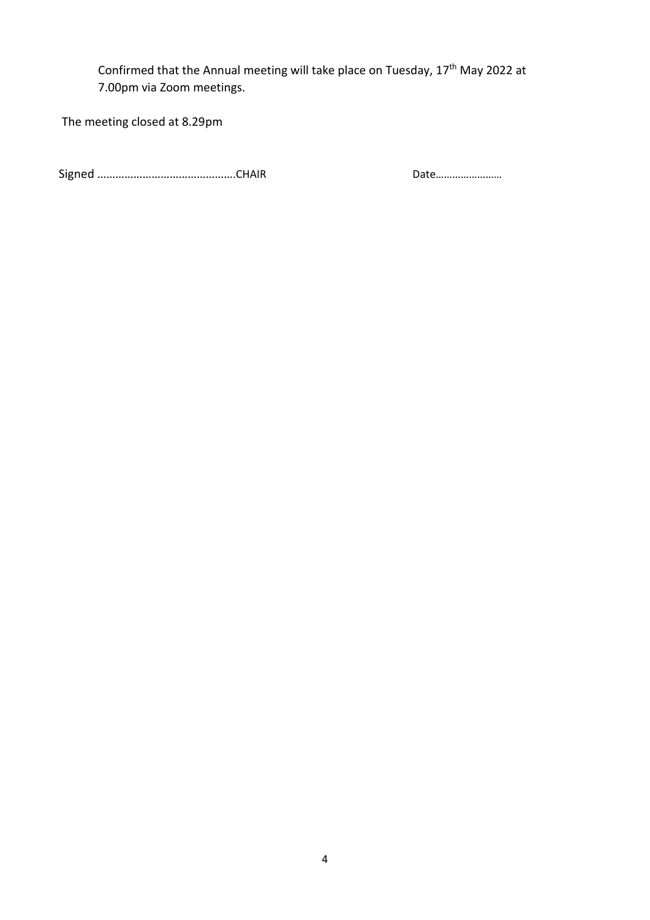Confirmed that the Annual meeting will take place on Tuesday, 17th May 2022 at 7.00pm via Zoom meetings.

The meeting closed at 8.29pm

Signed ……………………………………….CHAIR Date……………………